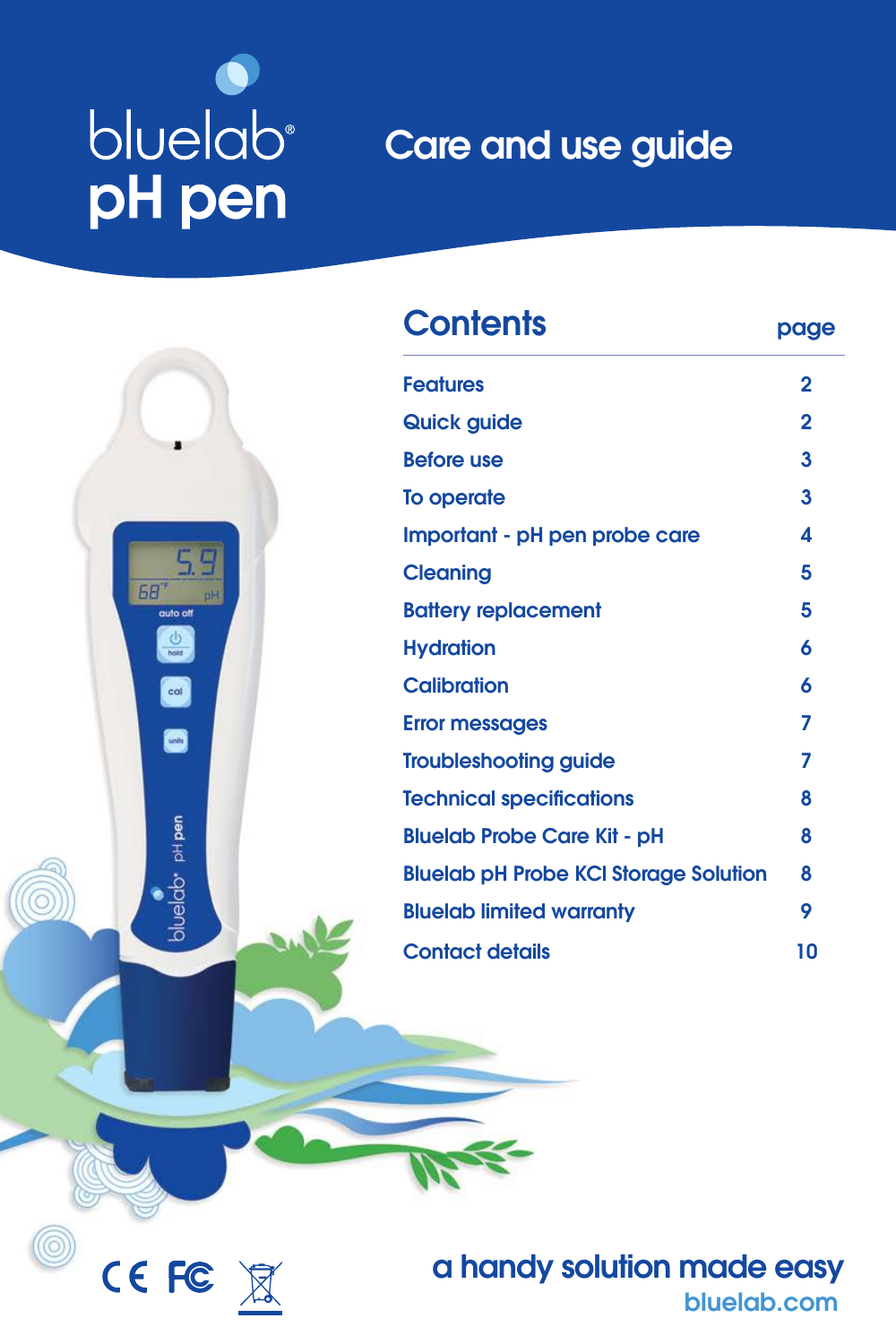# bluelab® pH pen

## Care and use guide

## Contents

| Contents | page |
|---|---|
| Features | 2 |
| Quick guide | 2 |
| Before use | 3 |
| To operate | 3 |
| Important - pH pen probe care | 4 |
| Cleaning | 5 |
| Battery replacement | 5 |
| Hydration | 6 |
| Calibration | 6 |
| Error messages | 7 |
| Troubleshooting guide | 7 |
| Technical specifications | 8 |
| Bluelab Probe Care Kit - pH | 8 |
| Bluelab pH Probe KCl Storage Solution | 8 |
| Bluelab limited warranty | 9 |
| Contact details | 10 |

a handy solution made easy

bluelab.com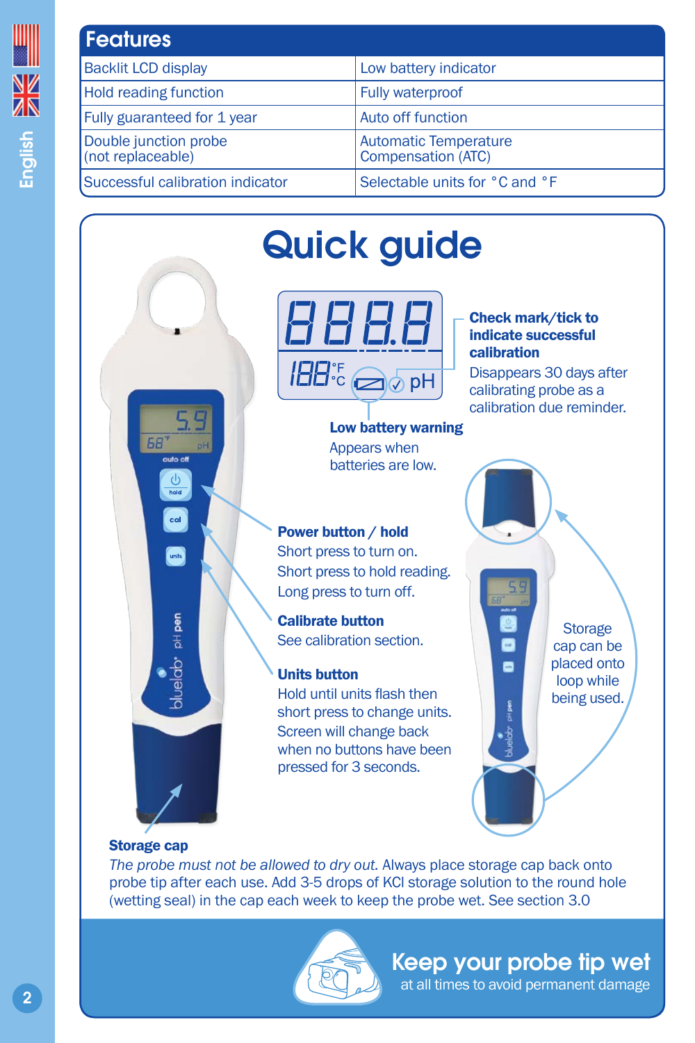## Features

| Features | |
|---|---|
| Backlit LCD display | Low battery indicator |
| Hold reading function | Fully waterproof |
| Fully guaranteed for 1 year | Auto off function |
| Double junction probe (not replaceable) | Automatic Temperature Compensation (ATC) |
| Successful calibration indicator | Selectable units for °C and °F |

# Quick guide

**Check mark/tick to indicate successful calibration**
Disappears 30 days after calibrating probe as a calibration due reminder.

**Low battery warning**
Appears when batteries are low.

**Power button / hold**
Short press to turn on.
Short press to hold reading.
Long press to turn off.

**Calibrate button**
See calibration section.

**Units button**
Hold until units flash then short press to change units. Screen will change back when no buttons have been pressed for 3 seconds.

Storage cap can be placed onto loop while being used.

**Storage cap**
*The probe must not be allowed to dry out.* Always place storage cap back onto probe tip after each use. Add 3-5 drops of KCl storage solution to the round hole (wetting seal) in the cap each week to keep the probe wet. See section 3.0

**Keep your probe tip wet**
at all times to avoid permanent damage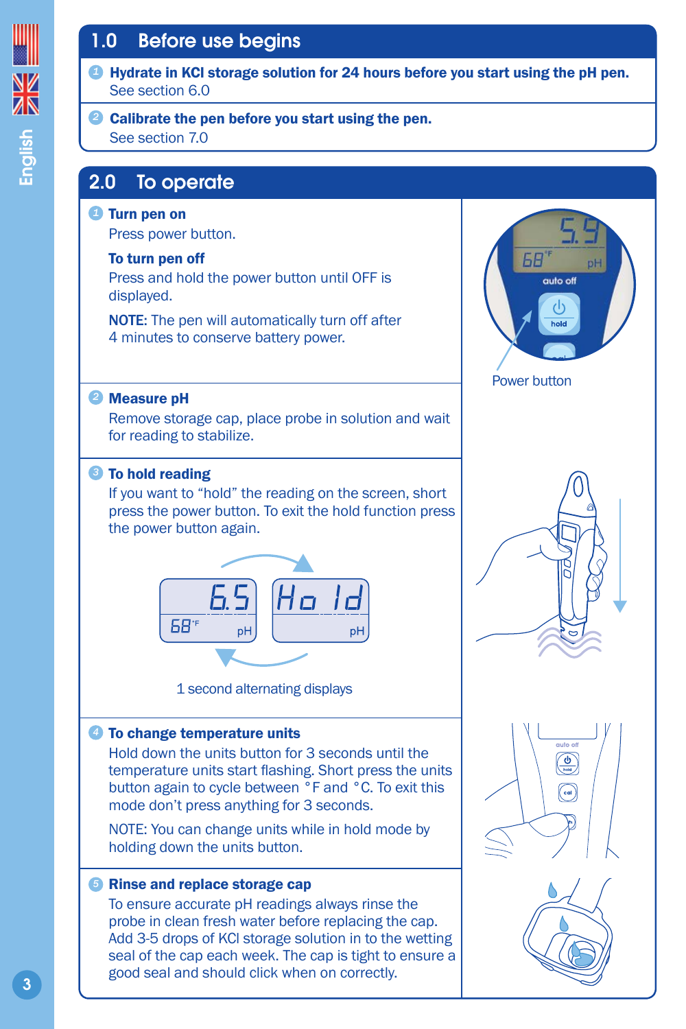## 1.0 Before use begins

1. **Hydrate in KCl storage solution for 24 hours before you start using the pH pen.**
   See section 6.0

2. **Calibrate the pen before you start using the pen.**
   See section 7.0

## 2.0 To operate

1. **Turn pen on**
   Press power button.

   **To turn pen off**
   Press and hold the power button until OFF is displayed.

   **NOTE:** The pen will automatically turn off after 4 minutes to conserve battery power.

Power button

2. **Measure pH**
   Remove storage cap, place probe in solution and wait for reading to stabilize.

3. **To hold reading**
   If you want to "hold" the reading on the screen, short press the power button. To exit the hold function press the power button again.

1 second alternating displays

4. **To change temperature units**
   Hold down the units button for 3 seconds until the temperature units start flashing. Short press the units button again to cycle between °F and °C. To exit this mode don't press anything for 3 seconds.

   NOTE: You can change units while in hold mode by holding down the units button.

5. **Rinse and replace storage cap**
   To ensure accurate pH readings always rinse the probe in clean fresh water before replacing the cap. Add 3-5 drops of KCl storage solution in to the wetting seal of the cap each week. The cap is tight to ensure a good seal and should click when on correctly.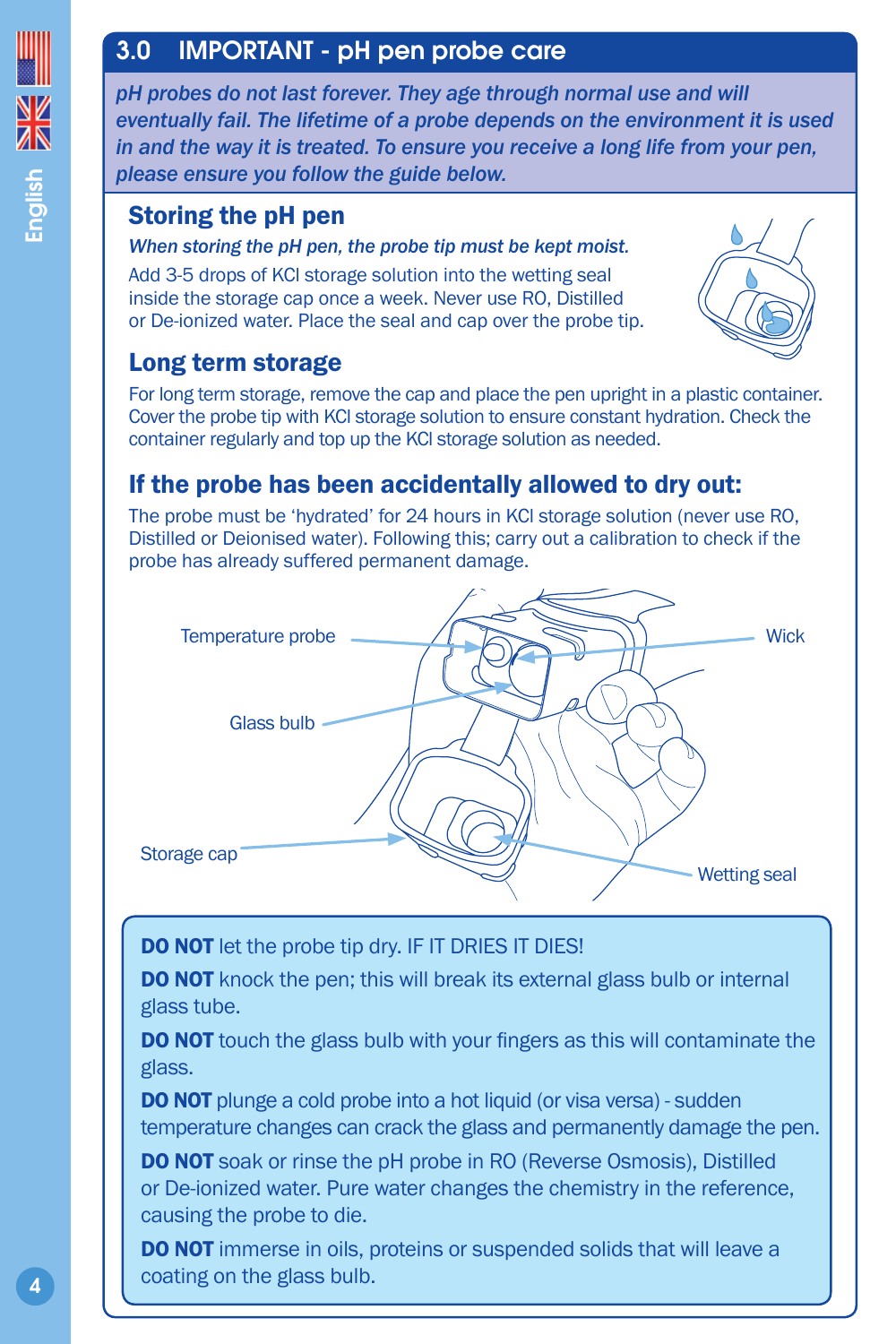## 3.0 IMPORTANT - pH pen probe care

*pH probes do not last forever. They age through normal use and will eventually fail. The lifetime of a probe depends on the environment it is used in and the way it is treated. To ensure you receive a long life from your pen, please ensure you follow the guide below.*

### Storing the pH pen

***When storing the pH pen, the probe tip must be kept moist.***

Add 3-5 drops of KCl storage solution into the wetting seal inside the storage cap once a week. Never use RO, Distilled or De-ionized water. Place the seal and cap over the probe tip.

### Long term storage

For long term storage, remove the cap and place the pen upright in a plastic container. Cover the probe tip with KCl storage solution to ensure constant hydration. Check the container regularly and top up the KCl storage solution as needed.

### If the probe has been accidentally allowed to dry out:

The probe must be 'hydrated' for 24 hours in KCl storage solution (never use RO, Distilled or Deionised water). Following this; carry out a calibration to check if the probe has already suffered permanent damage.

Temperature probe

Wick

Glass bulb

Storage cap

Wetting seal

**DO NOT** let the probe tip dry. IF IT DRIES IT DIES!

**DO NOT** knock the pen; this will break its external glass bulb or internal glass tube.

**DO NOT** touch the glass bulb with your fingers as this will contaminate the glass.

**DO NOT** plunge a cold probe into a hot liquid (or visa versa) - sudden temperature changes can crack the glass and permanently damage the pen.

**DO NOT** soak or rinse the pH probe in RO (Reverse Osmosis), Distilled or De-ionized water. Pure water changes the chemistry in the reference, causing the probe to die.

**DO NOT** immerse in oils, proteins or suspended solids that will leave a coating on the glass bulb.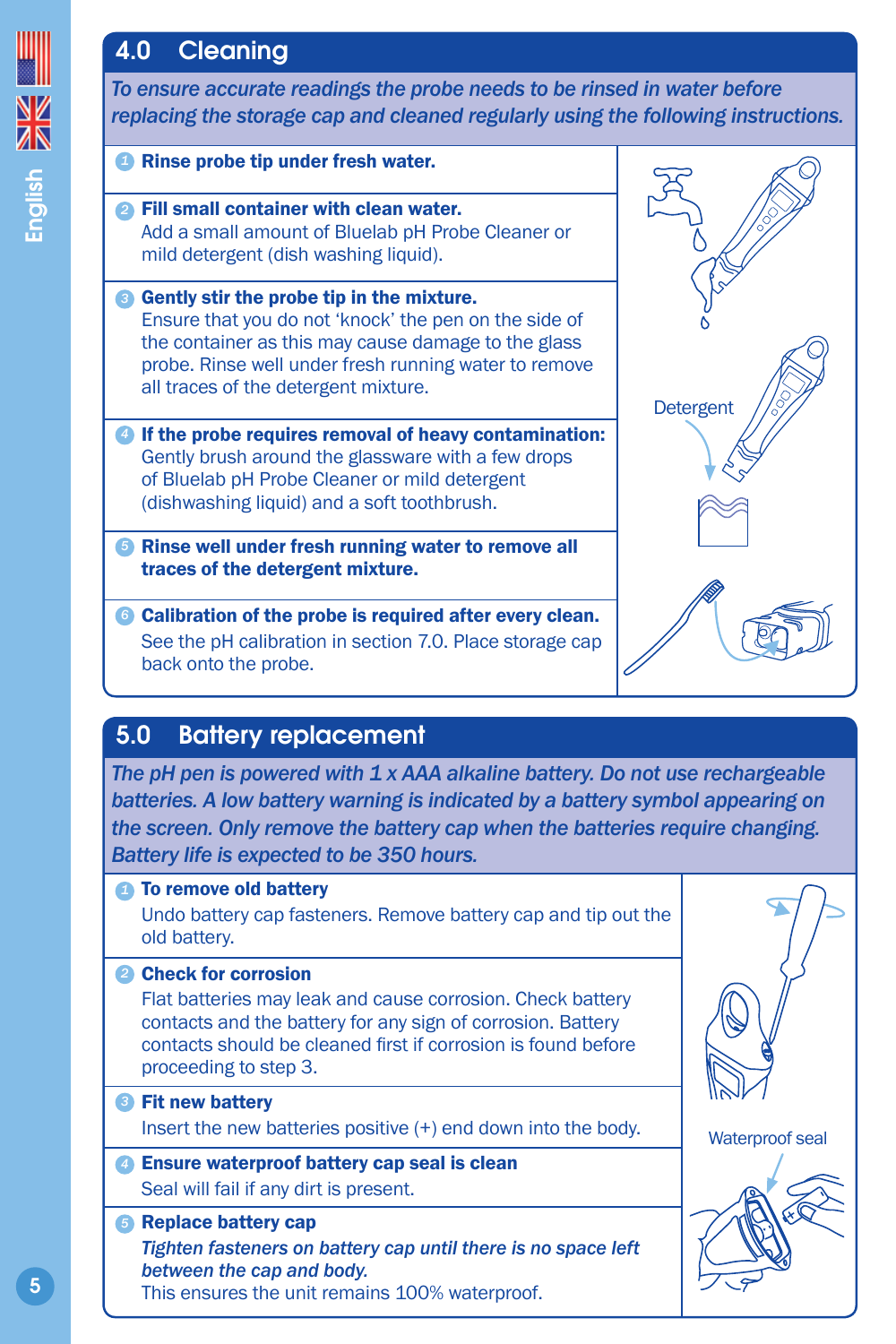## 4.0 Cleaning

*To ensure accurate readings the probe needs to be rinsed in water before replacing the storage cap and cleaned regularly using the following instructions.*

1. **Rinse probe tip under fresh water.**
2. **Fill small container with clean water.**
   Add a small amount of Bluelab pH Probe Cleaner or mild detergent (dish washing liquid).
3. **Gently stir the probe tip in the mixture.**
   Ensure that you do not 'knock' the pen on the side of the container as this may cause damage to the glass probe. Rinse well under fresh running water to remove all traces of the detergent mixture.
4. **If the probe requires removal of heavy contamination:**
   Gently brush around the glassware with a few drops of Bluelab pH Probe Cleaner or mild detergent (dishwashing liquid) and a soft toothbrush.
5. **Rinse well under fresh running water to remove all traces of the detergent mixture.**
6. **Calibration of the probe is required after every clean.**
   See the pH calibration in section 7.0. Place storage cap back onto the probe.

Detergent

## 5.0 Battery replacement

*The pH pen is powered with 1 x AAA alkaline battery. Do not use rechargeable batteries. A low battery warning is indicated by a battery symbol appearing on the screen. Only remove the battery cap when the batteries require changing. Battery life is expected to be 350 hours.*

1. **To remove old battery**
   Undo battery cap fasteners. Remove battery cap and tip out the old battery.
2. **Check for corrosion**
   Flat batteries may leak and cause corrosion. Check battery contacts and the battery for any sign of corrosion. Battery contacts should be cleaned first if corrosion is found before proceeding to step 3.
3. **Fit new battery**
   Insert the new batteries positive (+) end down into the body.
4. **Ensure waterproof battery cap seal is clean**
   Seal will fail if any dirt is present.
5. **Replace battery cap**
   *Tighten fasteners on battery cap until there is no space left between the cap and body.*
   This ensures the unit remains 100% waterproof.

Waterproof seal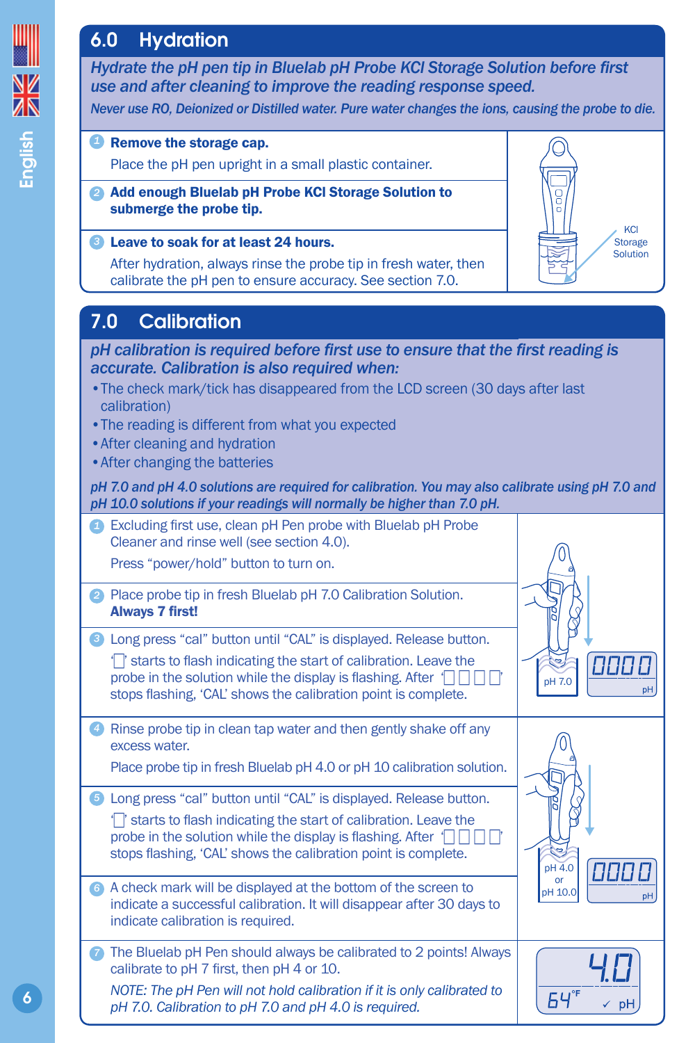## 6.0 Hydration

***Hydrate the pH pen tip in Bluelab pH Probe KCl Storage Solution before first use and after cleaning to improve the reading response speed.***

*Never use RO, Deionized or Distilled water. Pure water changes the ions, causing the probe to die.*

1. **Remove the storage cap.**

   Place the pH pen upright in a small plastic container.

2. **Add enough Bluelab pH Probe KCl Storage Solution to submerge the probe tip.**

3. **Leave to soak for at least 24 hours.**

   After hydration, always rinse the probe tip in fresh water, then calibrate the pH pen to ensure accuracy. See section 7.0.

KCl Storage Solution

## 7.0 Calibration

***pH calibration is required before first use to ensure that the first reading is accurate. Calibration is also required when:***

- The check mark/tick has disappeared from the LCD screen (30 days after last calibration)
- The reading is different from what you expected
- After cleaning and hydration
- After changing the batteries

***pH 7.0 and pH 4.0 solutions are required for calibration. You may also calibrate using pH 7.0 and pH 10.0 solutions if your readings will normally be higher than 7.0 pH.***

1. Excluding first use, clean pH Pen probe with Bluelab pH Probe Cleaner and rinse well (see section 4.0).

   Press “power/hold” button to turn on.

2. Place probe tip in fresh Bluelab pH 7.0 Calibration Solution. **Always 7 first!**

3. Long press “cal” button until “CAL” is displayed. Release button. ‘□’ starts to flash indicating the start of calibration. Leave the probe in the solution while the display is flashing. After ‘□□□□’ stops flashing, ‘CAL’ shows the calibration point is complete.

pH 7.0 | 0000 pH

4. Rinse probe tip in clean tap water and then gently shake off any excess water.

   Place probe tip in fresh Bluelab pH 4.0 or pH 10 calibration solution.

5. Long press “cal” button until “CAL” is displayed. Release button. ‘□’ starts to flash indicating the start of calibration. Leave the probe in the solution while the display is flashing. After ‘□□□□’ stops flashing, ‘CAL’ shows the calibration point is complete.

6. A check mark will be displayed at the bottom of the screen to indicate a successful calibration. It will disappear after 30 days to indicate calibration is required.

pH 4.0 or pH 10.0 | 0000 pH

7. The Bluelab pH Pen should always be calibrated to 2 points! Always calibrate to pH 7 first, then pH 4 or 10.

   *NOTE: The pH Pen will not hold calibration if it is only calibrated to pH 7.0. Calibration to pH 7.0 and pH 4.0 is required.*

4.0 | 64 °F ✓ pH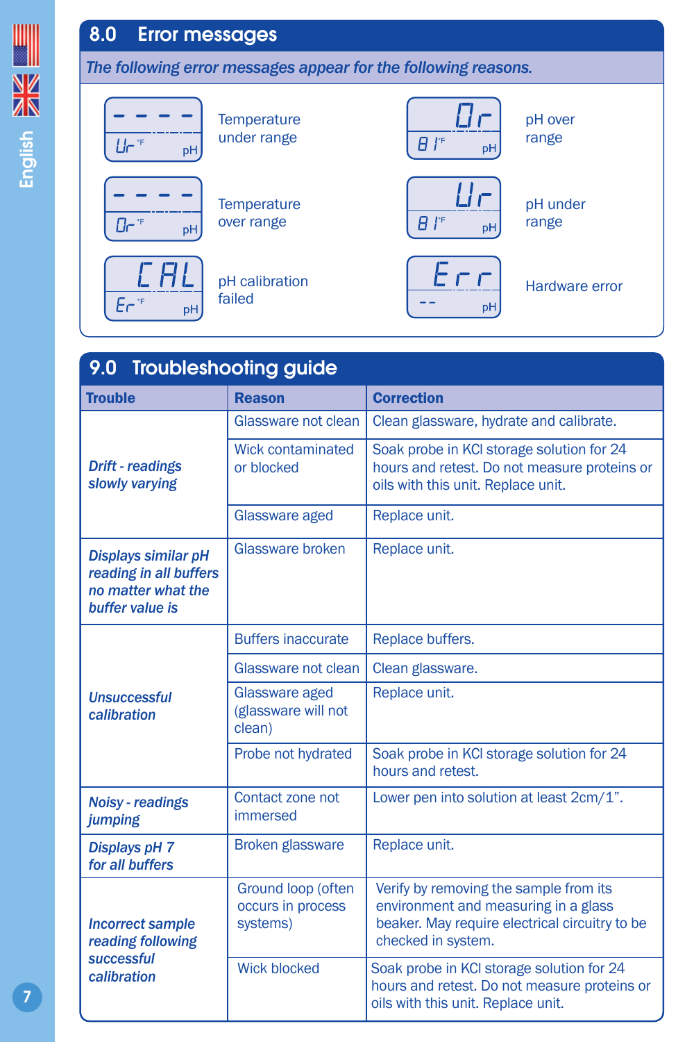## 8.0 Error messages

*The following error messages appear for the following reasons.*

| Display | Meaning | Display | Meaning |
|---|---|---|---|
| - - - - / Ur °F pH | Temperature under range | Or / 81 °F pH | pH over range |
| - - - - / Or °F pH | Temperature over range | Ur / 81 °F pH | pH under range |
| CAL / Er °F pH | pH calibration failed | Err / -- pH | Hardware error |

## 9.0 Troubleshooting guide

| Trouble | Reason | Correction |
|---|---|---|
| *Drift - readings slowly varying* | Glassware not clean | Clean glassware, hydrate and calibrate. |
| | Wick contaminated or blocked | Soak probe in KCl storage solution for 24 hours and retest. Do not measure proteins or oils with this unit. Replace unit. |
| | Glassware aged | Replace unit. |
| *Displays similar pH reading in all buffers no matter what the buffer value is* | Glassware broken | Replace unit. |
| *Unsuccessful calibration* | Buffers inaccurate | Replace buffers. |
| | Glassware not clean | Clean glassware. |
| | Glassware aged (glassware will not clean) | Replace unit. |
| | Probe not hydrated | Soak probe in KCl storage solution for 24 hours and retest. |
| *Noisy - readings jumping* | Contact zone not immersed | Lower pen into solution at least 2cm/1”. |
| *Displays pH 7 for all buffers* | Broken glassware | Replace unit. |
| *Incorrect sample reading following successful calibration* | Ground loop (often occurs in process systems) | Verify by removing the sample from its environment and measuring in a glass beaker. May require electrical circuitry to be checked in system. |
| | Wick blocked | Soak probe in KCl storage solution for 24 hours and retest. Do not measure proteins or oils with this unit. Replace unit. |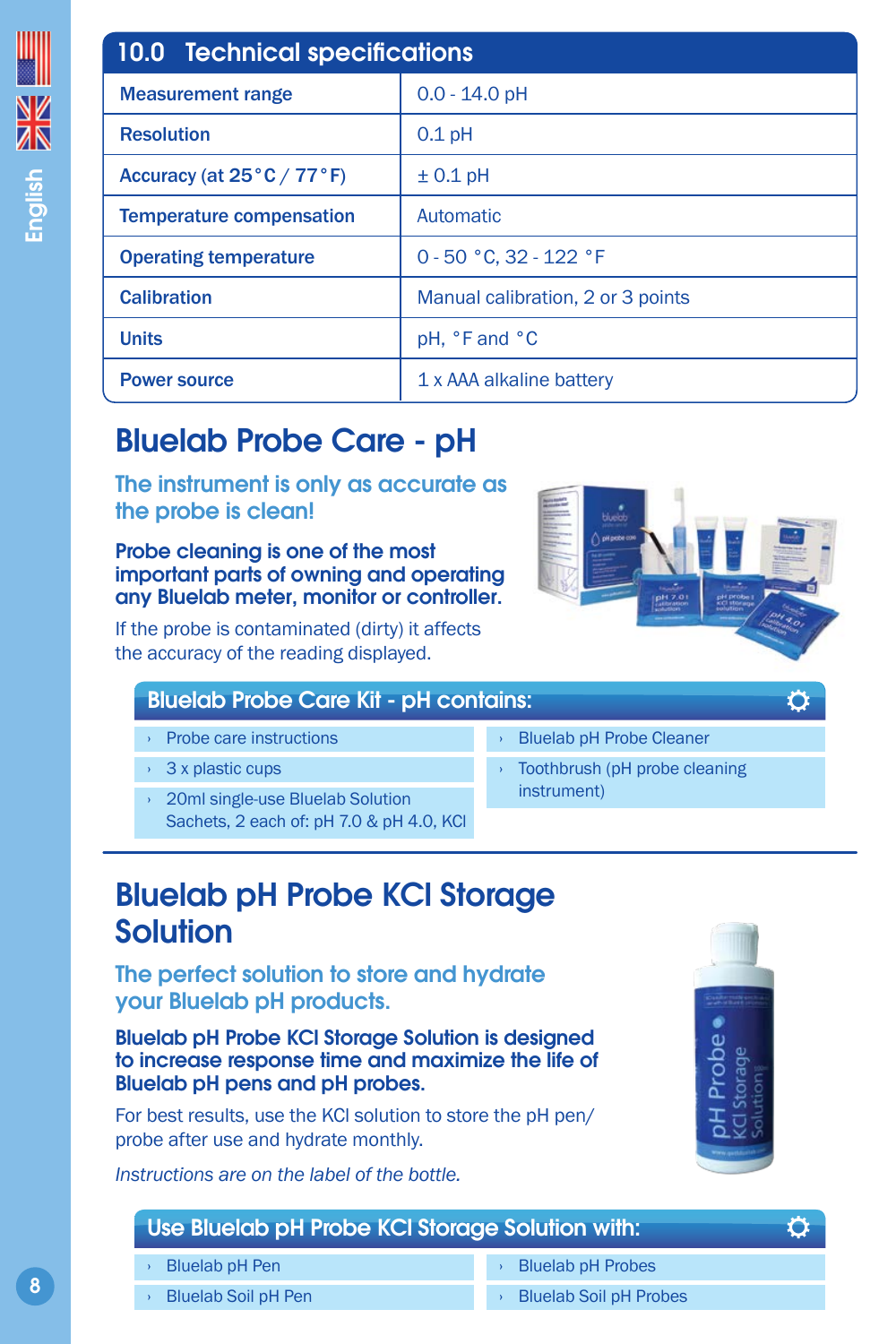## 10.0 Technical specifications

| | |
|---|---|
| Measurement range | 0.0 - 14.0 pH |
| Resolution | 0.1 pH |
| Accuracy (at 25 °C / 77 °F) | ± 0.1 pH |
| Temperature compensation | Automatic |
| Operating temperature | 0 - 50 °C, 32 - 122 °F |
| Calibration | Manual calibration, 2 or 3 points |
| Units | pH, °F and °C |
| Power source | 1 x AAA alkaline battery |

# Bluelab Probe Care - pH

## The instrument is only as accurate as the probe is clean!

**Probe cleaning is one of the most important parts of owning and operating any Bluelab meter, monitor or controller.**

If the probe is contaminated (dirty) it affects the accuracy of the reading displayed.

### Bluelab Probe Care Kit - pH contains:

- Probe care instructions
- 3 x plastic cups
- 20ml single-use Bluelab Solution Sachets, 2 each of: pH 7.0 & pH 4.0, KCl
- Bluelab pH Probe Cleaner
- Toothbrush (pH probe cleaning instrument)

# Bluelab pH Probe KCl Storage Solution

## The perfect solution to store and hydrate your Bluelab pH products.

**Bluelab pH Probe KCl Storage Solution is designed to increase response time and maximize the life of Bluelab pH pens and pH probes.**

For best results, use the KCl solution to store the pH pen/ probe after use and hydrate monthly.

*Instructions are on the label of the bottle.*

### Use Bluelab pH Probe KCl Storage Solution with:

- Bluelab pH Pen
- Bluelab Soil pH Pen
- Bluelab pH Probes
- Bluelab Soil pH Probes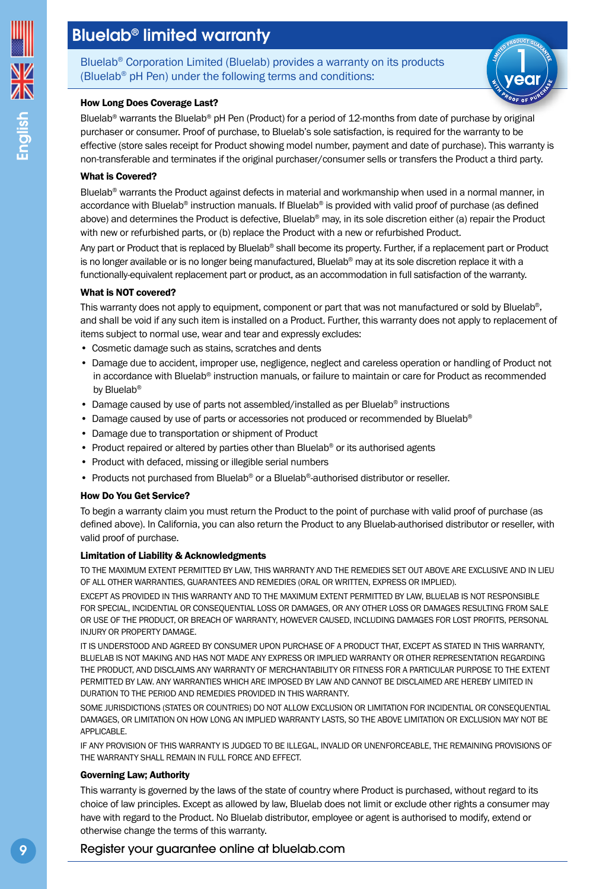# Bluelab® limited warranty

Bluelab® Corporation Limited (Bluelab) provides a warranty on its products (Bluelab® pH Pen) under the following terms and conditions:

**How Long Does Coverage Last?**

Bluelab® warrants the Bluelab® pH Pen (Product) for a period of 12-months from date of purchase by original purchaser or consumer. Proof of purchase, to Bluelab's sole satisfaction, is required for the warranty to be effective (store sales receipt for Product showing model number, payment and date of purchase). This warranty is non-transferable and terminates if the original purchaser/consumer sells or transfers the Product a third party.

**What is Covered?**

Bluelab® warrants the Product against defects in material and workmanship when used in a normal manner, in accordance with Bluelab® instruction manuals. If Bluelab® is provided with valid proof of purchase (as defined above) and determines the Product is defective, Bluelab® may, in its sole discretion either (a) repair the Product with new or refurbished parts, or (b) replace the Product with a new or refurbished Product.

Any part or Product that is replaced by Bluelab® shall become its property. Further, if a replacement part or Product is no longer available or is no longer being manufactured, Bluelab® may at its sole discretion replace it with a functionally-equivalent replacement part or product, as an accommodation in full satisfaction of the warranty.

**What is NOT covered?**

This warranty does not apply to equipment, component or part that was not manufactured or sold by Bluelab®, and shall be void if any such item is installed on a Product. Further, this warranty does not apply to replacement of items subject to normal use, wear and tear and expressly excludes:

- Cosmetic damage such as stains, scratches and dents
- Damage due to accident, improper use, negligence, neglect and careless operation or handling of Product not in accordance with Bluelab® instruction manuals, or failure to maintain or care for Product as recommended by Bluelab®
- Damage caused by use of parts not assembled/installed as per Bluelab® instructions
- Damage caused by use of parts or accessories not produced or recommended by Bluelab®
- Damage due to transportation or shipment of Product
- Product repaired or altered by parties other than Bluelab® or its authorised agents
- Product with defaced, missing or illegible serial numbers
- Products not purchased from Bluelab® or a Bluelab®-authorised distributor or reseller.

**How Do You Get Service?**

To begin a warranty claim you must return the Product to the point of purchase with valid proof of purchase (as defined above). In California, you can also return the Product to any Bluelab-authorised distributor or reseller, with valid proof of purchase.

**Limitation of Liability & Acknowledgments**

TO THE MAXIMUM EXTENT PERMITTED BY LAW, THIS WARRANTY AND THE REMEDIES SET OUT ABOVE ARE EXCLUSIVE AND IN LIEU OF ALL OTHER WARRANTIES, GUARANTEES AND REMEDIES (ORAL OR WRITTEN, EXPRESS OR IMPLIED).

EXCEPT AS PROVIDED IN THIS WARRANTY AND TO THE MAXIMUM EXTENT PERMITTED BY LAW, BLUELAB IS NOT RESPONSIBLE FOR SPECIAL, INCIDENTIAL OR CONSEQUENTIAL LOSS OR DAMAGES, OR ANY OTHER LOSS OR DAMAGES RESULTING FROM SALE OR USE OF THE PRODUCT, OR BREACH OF WARRANTY, HOWEVER CAUSED, INCLUDING DAMAGES FOR LOST PROFITS, PERSONAL INJURY OR PROPERTY DAMAGE.

IT IS UNDERSTOOD AND AGREED BY CONSUMER UPON PURCHASE OF A PRODUCT THAT, EXCEPT AS STATED IN THIS WARRANTY, BLUELAB IS NOT MAKING AND HAS NOT MADE ANY EXPRESS OR IMPLIED WARRANTY OR OTHER REPRESENTATION REGARDING THE PRODUCT, AND DISCLAIMS ANY WARRANTY OF MERCHANTABILITY OR FITNESS FOR A PARTICULAR PURPOSE TO THE EXTENT PERMITTED BY LAW. ANY WARRANTIES WHICH ARE IMPOSED BY LAW AND CANNOT BE DISCLAIMED ARE HEREBY LIMITED IN DURATION TO THE PERIOD AND REMEDIES PROVIDED IN THIS WARRANTY.

SOME JURISDICTIONS (STATES OR COUNTRIES) DO NOT ALLOW EXCLUSION OR LIMITATION FOR INCIDENTIAL OR CONSEQUENTIAL DAMAGES, OR LIMITATION ON HOW LONG AN IMPLIED WARRANTY LASTS, SO THE ABOVE LIMITATION OR EXCLUSION MAY NOT BE APPLICABLE.

IF ANY PROVISION OF THIS WARRANTY IS JUDGED TO BE ILLEGAL, INVALID OR UNENFORCEABLE, THE REMAINING PROVISIONS OF THE WARRANTY SHALL REMAIN IN FULL FORCE AND EFFECT.

**Governing Law; Authority**

This warranty is governed by the laws of the state of country where Product is purchased, without regard to its choice of law principles. Except as allowed by law, Bluelab does not limit or exclude other rights a consumer may have with regard to the Product. No Bluelab distributor, employee or agent is authorised to modify, extend or otherwise change the terms of this warranty.

Register your guarantee online at bluelab.com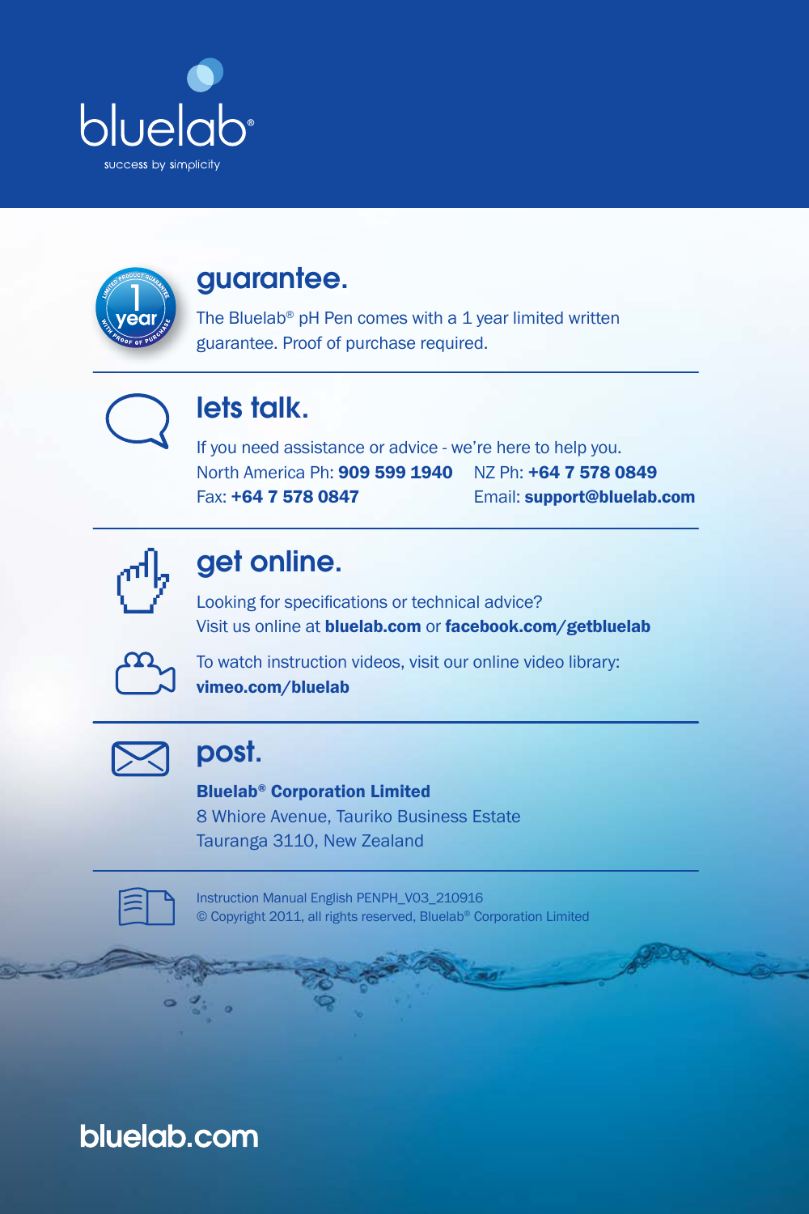bluelab®

success by simplicity

## guarantee.

The Bluelab® pH Pen comes with a 1 year limited written guarantee. Proof of purchase required.

## lets talk.

If you need assistance or advice - we're here to help you.

North America Ph: **909 599 1940**

NZ Ph: **+64 7 578 0849**

Fax: **+64 7 578 0847**

Email: **support@bluelab.com**

## get online.

Looking for specifications or technical advice?
Visit us online at **bluelab.com** or **facebook.com/getbluelab**

To watch instruction videos, visit our online video library:
**vimeo.com/bluelab**

## post.

**Bluelab® Corporation Limited**
8 Whiore Avenue, Tauriko Business Estate
Tauranga 3110, New Zealand

Instruction Manual English PENPH_V03_210916
© Copyright 2011, all rights reserved, Bluelab® Corporation Limited

**bluelab.com**